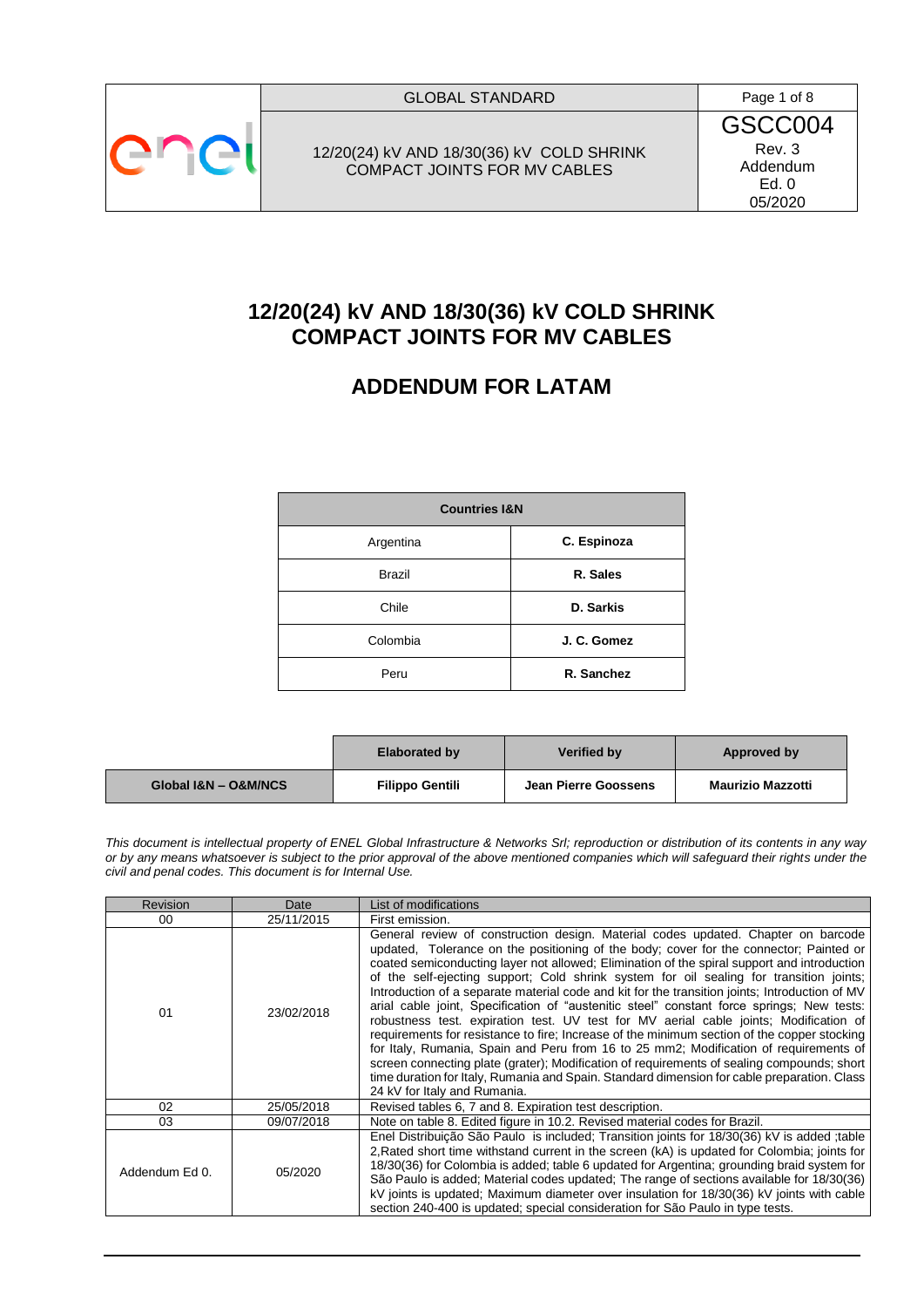| | GLOBAL STANDARD | |
|---|---|---|
| enel | 12/20(24) kV AND 18/30(36) kV COLD SHRINK COMPACT JOINTS FOR MV CABLES | GSCC004 Rev. 3 Addendum Ed. 0 05/2020 |

# 12/20(24) kV AND 18/30(36) kV COLD SHRINK COMPACT JOINTS FOR MV CABLES

## ADDENDUM FOR LATAM

| Countries I&N | |
|---|---|
| Argentina | **C. Espinoza** |
| Brazil | **R. Sales** |
| Chile | **D. Sarkis** |
| Colombia | **J. C. Gomez** |
| Peru | **R. Sanchez** |

| | Elaborated by | Verified by | Approved by |
|---|---|---|---|
| **Global I&N – O&M/NCS** | **Filippo Gentili** | **Jean Pierre Goossens** | **Maurizio Mazzotti** |

*This document is intellectual property of ENEL Global Infrastructure & Networks Srl; reproduction or distribution of its contents in any way or by any means whatsoever is subject to the prior approval of the above mentioned companies which will safeguard their rights under the civil and penal codes. This document is for Internal Use.*

| Revision | Date | List of modifications |
|---|---|---|
| 00 | 25/11/2015 | First emission. |
| 01 | 23/02/2018 | General review of construction design. Material codes updated. Chapter on barcode updated, Tolerance on the positioning of the body; cover for the connector; Painted or coated semiconducting layer not allowed; Elimination of the spiral support and introduction of the self-ejecting support; Cold shrink system for oil sealing for transition joints; Introduction of a separate material code and kit for the transition joints; Introduction of MV arial cable joint, Specification of "austenitic steel" constant force springs; New tests: robustness test. expiration test. UV test for MV aerial cable joints; Modification of requirements for resistance to fire; Increase of the minimum section of the copper stocking for Italy, Rumania, Spain and Peru from 16 to 25 mm2; Modification of requirements of screen connecting plate (grater); Modification of requirements of sealing compounds; short time duration for Italy, Rumania and Spain. Standard dimension for cable preparation. Class 24 kV for Italy and Rumania. |
| 02 | 25/05/2018 | Revised tables 6, 7 and 8. Expiration test description. |
| 03 | 09/07/2018 | Note on table 8. Edited figure in 10.2. Revised material codes for Brazil. |
| Addendum Ed 0. | 05/2020 | Enel Distribuição São Paulo is included; Transition joints for 18/30(36) kV is added ;table 2,Rated short time withstand current in the screen (kA) is updated for Colombia; joints for 18/30(36) for Colombia is added; table 6 updated for Argentina; grounding braid system for São Paulo is added; Material codes updated; The range of sections available for 18/30(36) kV joints is updated; Maximum diameter over insulation for 18/30(36) kV joints with cable section 240-400 is updated; special consideration for São Paulo in type tests. |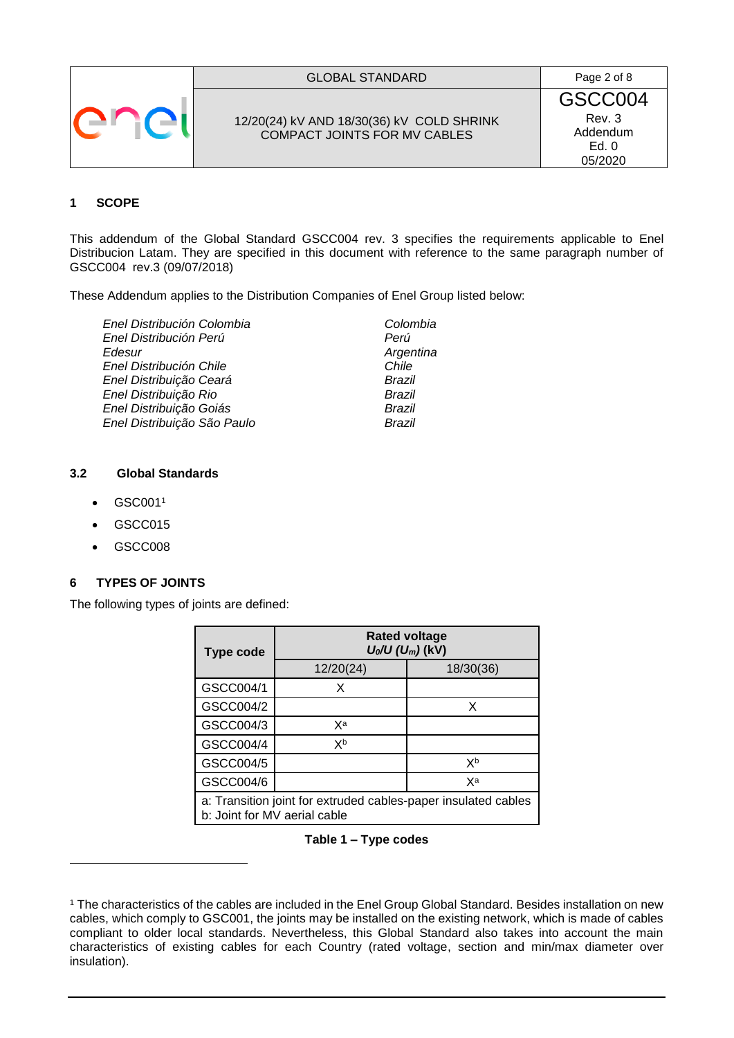## 1 SCOPE

This addendum of the Global Standard GSCC004 rev. 3 specifies the requirements applicable to Enel Distribucion Latam. They are specified in this document with reference to the same paragraph number of GSCC004 rev.3 (09/07/2018)

These Addendum applies to the Distribution Companies of Enel Group listed below:

| | |
|---|---|
| *Enel Distribución Colombia* | *Colombia* |
| *Enel Distribución Perú* | *Perú* |
| *Edesur* | *Argentina* |
| *Enel Distribución Chile* | *Chile* |
| *Enel Distribuição Ceará* | *Brazil* |
| *Enel Distribuição Rio* | *Brazil* |
| *Enel Distribuição Goiás* | *Brazil* |
| *Enel Distribuição São Paulo* | *Brazil* |

### 3.2 Global Standards

- GSC001[1]
- GSCC015
- GSCC008

## 6 TYPES OF JOINTS

The following types of joints are defined:

| Type code | Rated voltage $U_0/U$ ($U_m$) (kV) | |
|---|---|---|
| | 12/20(24) | 18/30(36) |
| GSCC004/1 | X | |
| GSCC004/2 | | X |
| GSCC004/3 | X[a] | |
| GSCC004/4 | X[b] | |
| GSCC004/5 | | X[b] |
| GSCC004/6 | | X[a] |
| a: Transition joint for extruded cables-paper insulated cables<br>b: Joint for MV aerial cable | | |

**Table 1 – Type codes**

[1] The characteristics of the cables are included in the Enel Group Global Standard. Besides installation on new cables, which comply to GSC001, the joints may be installed on the existing network, which is made of cables compliant to older local standards. Nevertheless, this Global Standard also takes into account the main characteristics of existing cables for each Country (rated voltage, section and min/max diameter over insulation).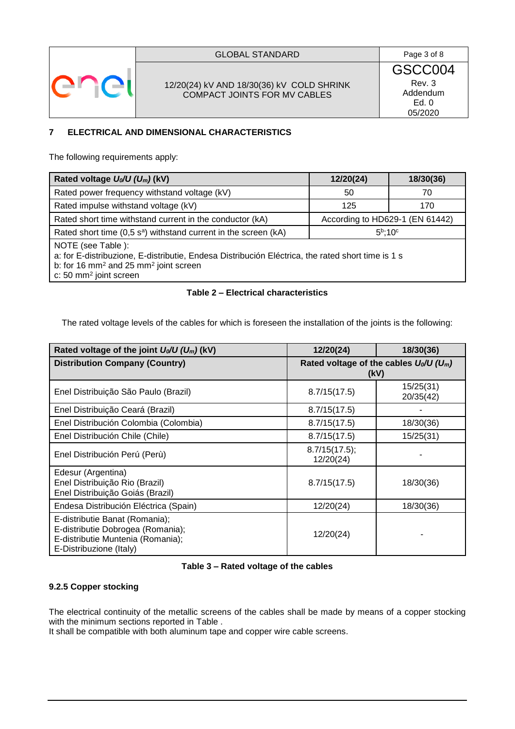## 7 ELECTRICAL AND DIMENSIONAL CHARACTERISTICS

The following requirements apply:

| Rated voltage $U_0/U$ ($U_m$) (kV) | 12/20(24) | 18/30(36) |
|---|---|---|
| Rated power frequency withstand voltage (kV) | 50 | 70 |
| Rated impulse withstand voltage (kV) | 125 | 170 |
| Rated short time withstand current in the conductor (kA) | According to HD629-1 (EN 61442) | |
| Rated short time (0,5 s[a]) withstand current in the screen (kA) | 5[b];10[c] | |
| NOTE (see Table ):<br>a: for E-distribuzione, E-distributie, Endesa Distribución Eléctrica, the rated short time is 1 s<br>b: for 16 mm² and 25 mm² joint screen<br>c: 50 mm² joint screen | | |

**Table 2 – Electrical characteristics**

The rated voltage levels of the cables for which is foreseen the installation of the joints is the following:

| Rated voltage of the joint $U_0/U$ ($U_m$) (kV) | 12/20(24) | 18/30(36) |
|---|---|---|
| **Distribution Company (Country)** | **Rated voltage of the cables $U_0/U$ ($U_m$) (kV)** | |
| Enel Distribuição São Paulo (Brazil) | 8.7/15(17.5) | 15/25(31)<br>20/35(42) |
| Enel Distribuição Ceará (Brazil) | 8.7/15(17.5) | - |
| Enel Distribución Colombia (Colombia) | 8.7/15(17.5) | 18/30(36) |
| Enel Distribución Chile (Chile) | 8.7/15(17.5) | 15/25(31) |
| Enel Distribución Perú (Perù) | 8.7/15(17.5);<br>12/20(24) | - |
| Edesur (Argentina)<br>Enel Distribuição Rio (Brazil)<br>Enel Distribuição Goiás (Brazil) | 8.7/15(17.5) | 18/30(36) |
| Endesa Distribución Eléctrica (Spain) | 12/20(24) | 18/30(36) |
| E-distributie Banat (Romania);<br>E-distributie Dobrogea (Romania);<br>E-distributie Muntenia (Romania);<br>E-Distribuzione (Italy) | 12/20(24) | - |

**Table 3 – Rated voltage of the cables**

### 9.2.5 Copper stocking

The electrical continuity of the metallic screens of the cables shall be made by means of a copper stocking with the minimum sections reported in Table .
It shall be compatible with both aluminum tape and copper wire cable screens.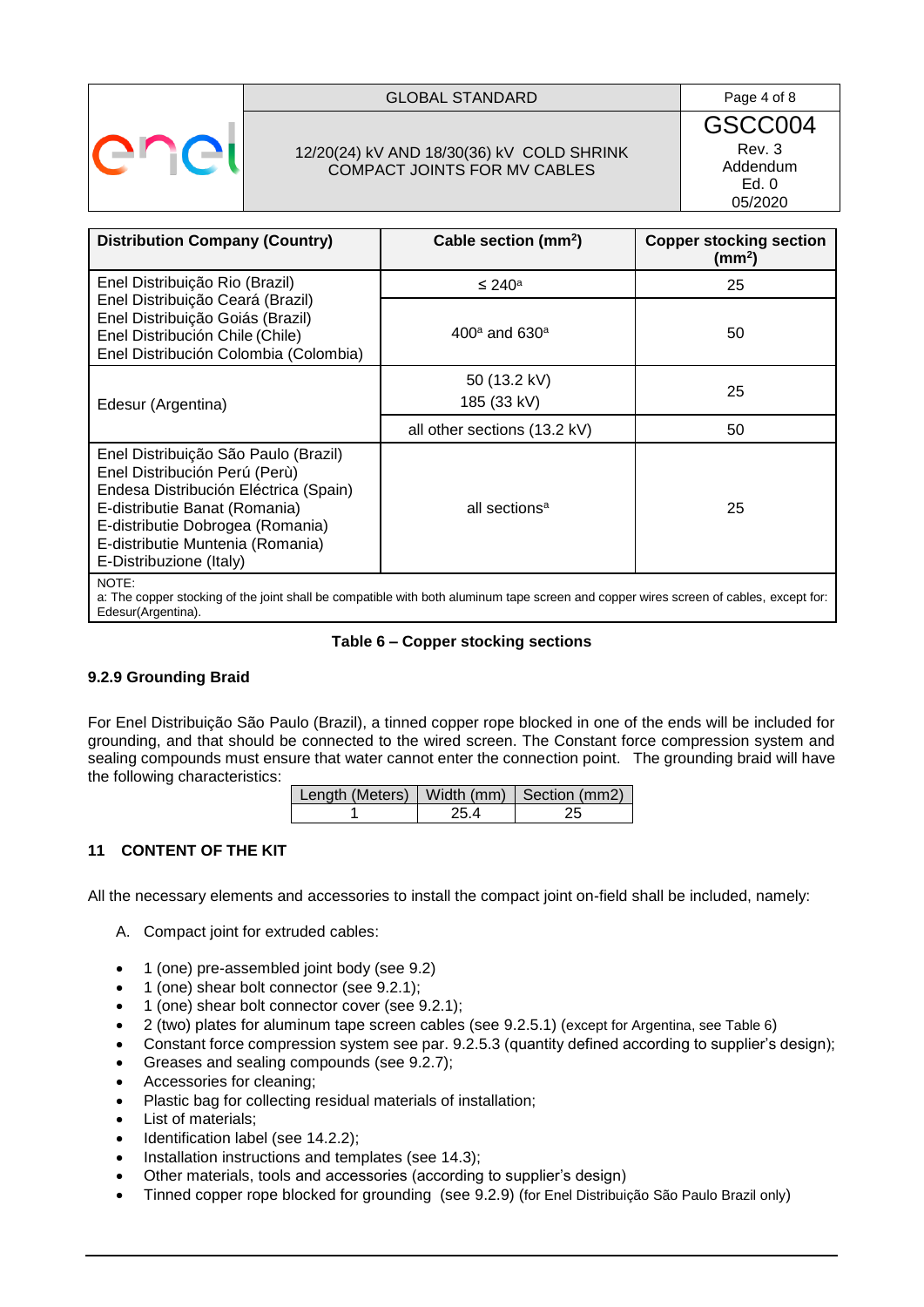| Distribution Company (Country) | Cable section ($mm^2$) | Copper stocking section ($mm^2$) |
|---|---|---|
| Enel Distribuição Rio (Brazil)<br>Enel Distribuição Ceará (Brazil)<br>Enel Distribuição Goiás (Brazil)<br>Enel Distribución Chile (Chile)<br>Enel Distribución Colombia (Colombia) | ≤ 240[a] | 25 |
| | 400[a] and 630[a] | 50 |
| Edesur (Argentina) | 50 (13.2 kV)<br>185 (33 kV) | 25 |
| | all other sections (13.2 kV) | 50 |
| Enel Distribuição São Paulo (Brazil)<br>Enel Distribución Perú (Perù)<br>Endesa Distribución Eléctrica (Spain)<br>E-distributie Banat (Romania)<br>E-distributie Dobrogea (Romania)<br>E-distributie Muntenia (Romania)<br>E-Distribuzione (Italy) | all sections[a] | 25 |

NOTE:
a: The copper stocking of the joint shall be compatible with both aluminum tape screen and copper wires screen of cables, except for: Edesur(Argentina).

**Table 6 – Copper stocking sections**

### 9.2.9 Grounding Braid

For Enel Distribuição São Paulo (Brazil), a tinned copper rope blocked in one of the ends will be included for grounding, and that should be connected to the wired screen. The Constant force compression system and sealing compounds must ensure that water cannot enter the connection point. The grounding braid will have the following characteristics:

| Length (Meters) | Width (mm) | Section (mm2) |
|---|---|---|
| 1 | 25.4 | 25 |

## 11 CONTENT OF THE KIT

All the necessary elements and accessories to install the compact joint on-field shall be included, namely:

A. Compact joint for extruded cables:

- 1 (one) pre-assembled joint body (see 9.2)
- 1 (one) shear bolt connector (see 9.2.1);
- 1 (one) shear bolt connector cover (see 9.2.1);
- 2 (two) plates for aluminum tape screen cables (see 9.2.5.1) (except for Argentina, see Table 6)
- Constant force compression system see par. 9.2.5.3 (quantity defined according to supplier's design);
- Greases and sealing compounds (see 9.2.7);
- Accessories for cleaning;
- Plastic bag for collecting residual materials of installation;
- List of materials;
- Identification label (see 14.2.2);
- Installation instructions and templates (see 14.3);
- Other materials, tools and accessories (according to supplier's design)
- Tinned copper rope blocked for grounding (see 9.2.9) (for Enel Distribuição São Paulo Brazil only)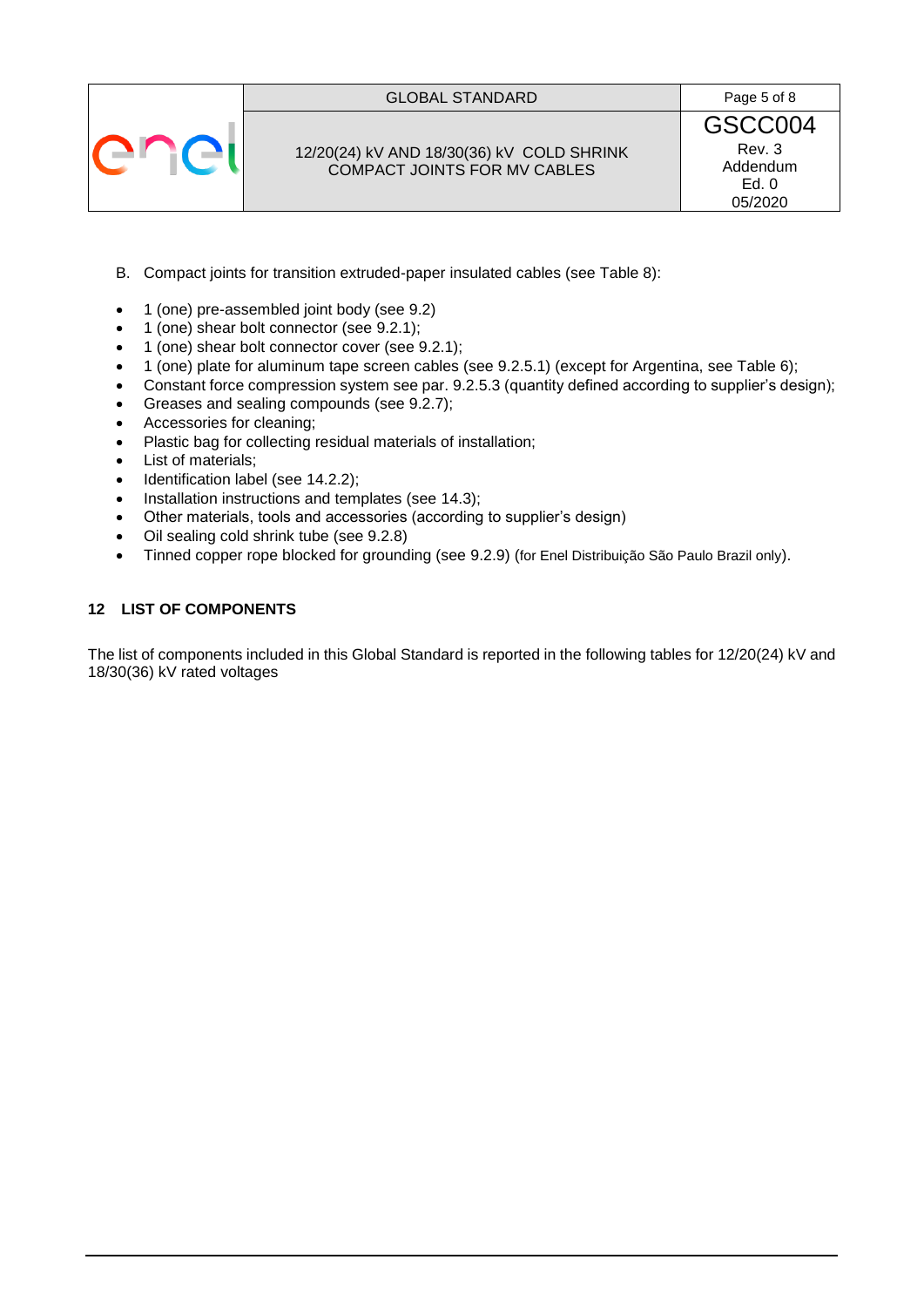B. Compact joints for transition extruded-paper insulated cables (see Table 8):

- 1 (one) pre-assembled joint body (see 9.2)
- 1 (one) shear bolt connector (see 9.2.1);
- 1 (one) shear bolt connector cover (see 9.2.1);
- 1 (one) plate for aluminum tape screen cables (see 9.2.5.1) (except for Argentina, see Table 6);
- Constant force compression system see par. 9.2.5.3 (quantity defined according to supplier's design);
- Greases and sealing compounds (see 9.2.7);
- Accessories for cleaning;
- Plastic bag for collecting residual materials of installation;
- List of materials;
- Identification label (see 14.2.2);
- Installation instructions and templates (see 14.3);
- Other materials, tools and accessories (according to supplier's design)
- Oil sealing cold shrink tube (see 9.2.8)
- Tinned copper rope blocked for grounding (see 9.2.9) (for Enel Distribuição São Paulo Brazil only).

## 12 LIST OF COMPONENTS

The list of components included in this Global Standard is reported in the following tables for 12/20(24) kV and 18/30(36) kV rated voltages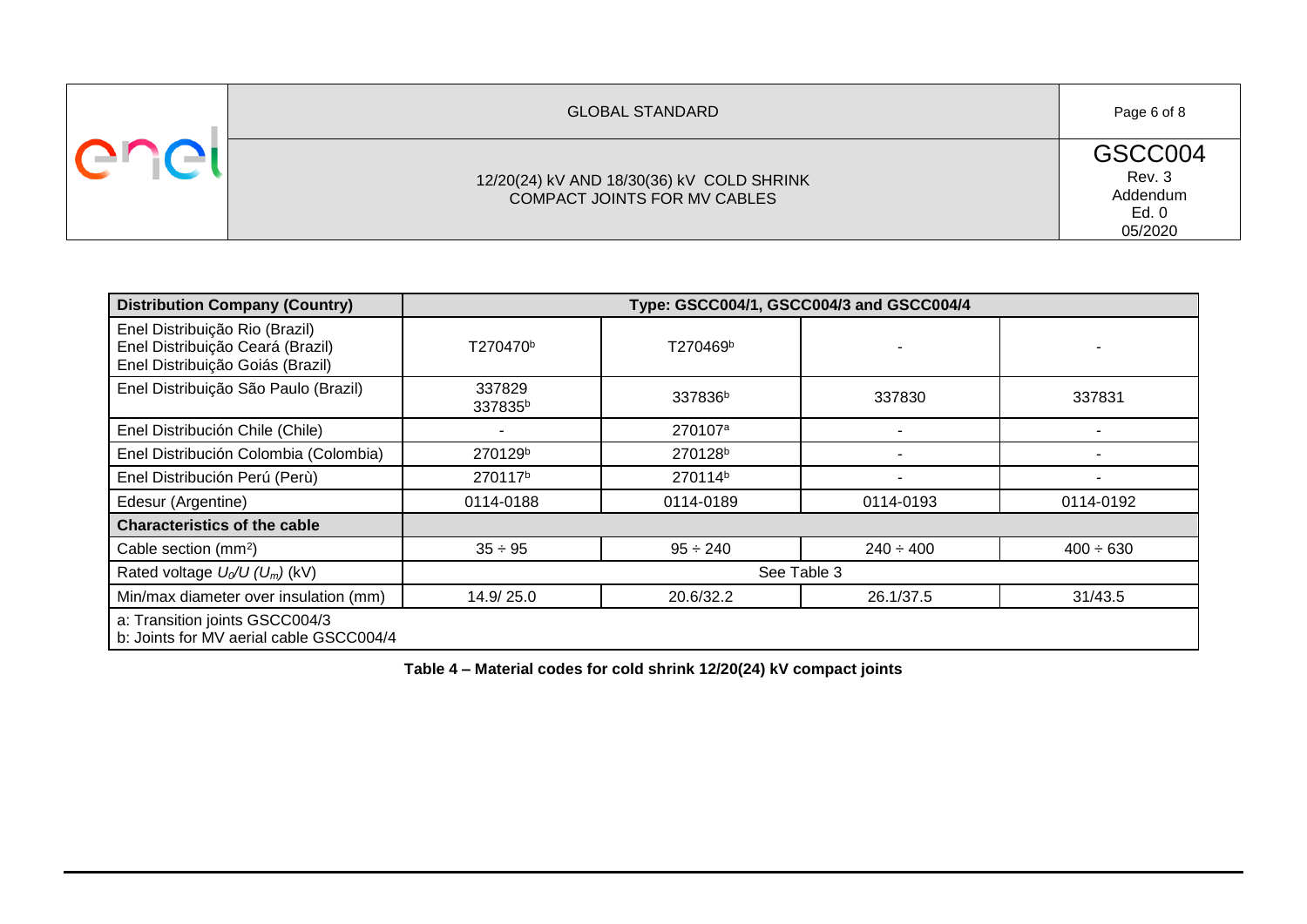| Distribution Company (Country) | Type: GSCC004/1, GSCC004/3 and GSCC004/4 | | | |
|---|---|---|---|---|
| Enel Distribuição Rio (Brazil)<br>Enel Distribuição Ceará (Brazil)<br>Enel Distribuição Goiás (Brazil) | T270470[b] | T270469[b] | - | - |
| Enel Distribuição São Paulo (Brazil) | 337829<br>337835[b] | 337836[b] | 337830 | 337831 |
| Enel Distribución Chile (Chile) | - | 270107[a] | - | - |
| Enel Distribución Colombia (Colombia) | 270129[b] | 270128[b] | - | - |
| Enel Distribución Perú (Perù) | 270117[b] | 270114[b] | - | - |
| Edesur (Argentine) | 0114-0188 | 0114-0189 | 0114-0193 | 0114-0192 |
| **Characteristics of the cable** | | | | |
| Cable section ($mm^2$) | 35 ÷ 95 | 95 ÷ 240 | 240 ÷ 400 | 400 ÷ 630 |
| Rated voltage $U_0/U$ ($U_m$) (kV) | See Table 3 | | | |
| Min/max diameter over insulation (mm) | 14.9/ 25.0 | 20.6/32.2 | 26.1/37.5 | 31/43.5 |
| a: Transition joints GSCC004/3<br>b: Joints for MV aerial cable GSCC004/4 | | | | |

**Table 4 – Material codes for cold shrink 12/20(24) kV compact joints**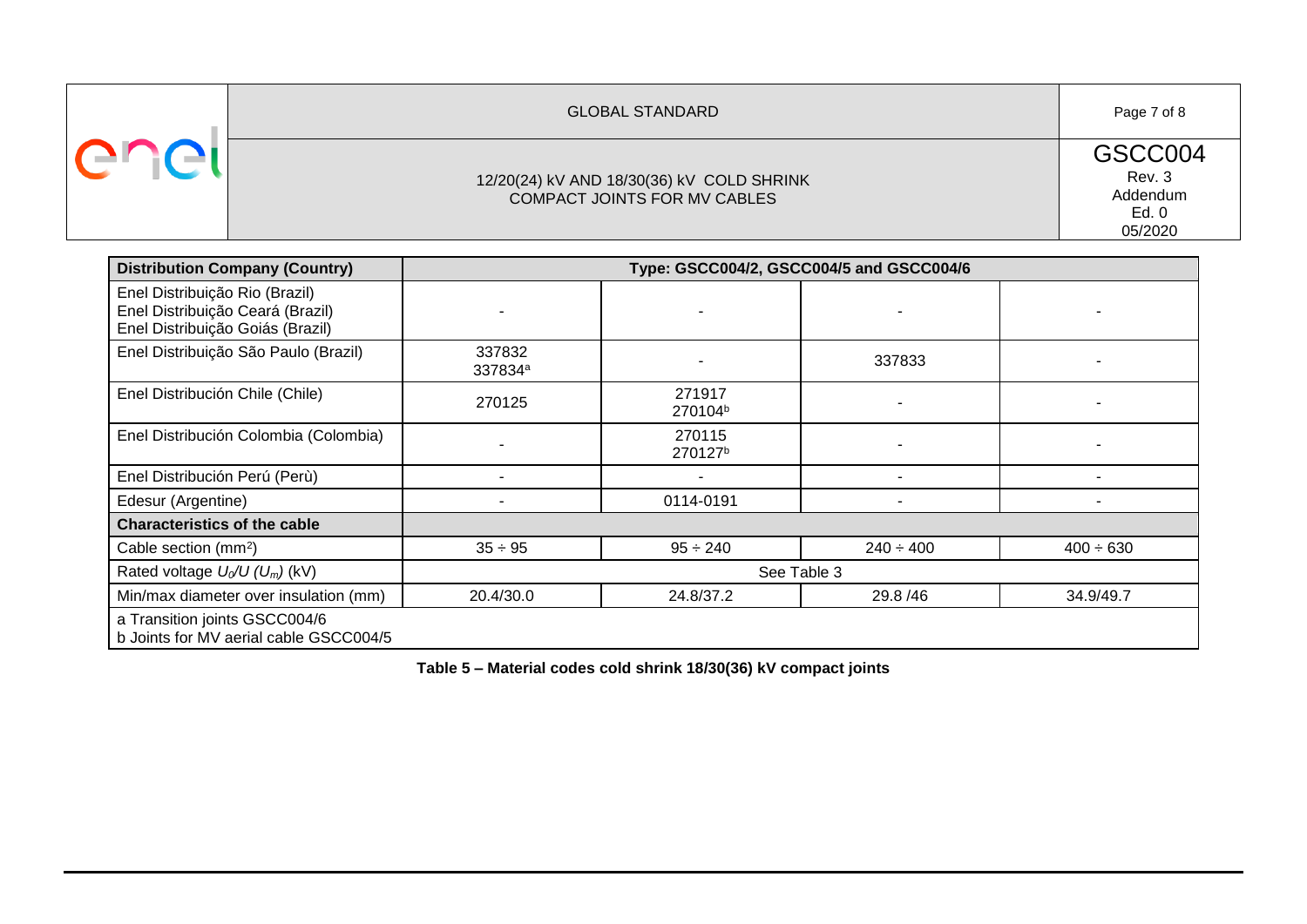| Distribution Company (Country) | Type: GSCC004/2, GSCC004/5 and GSCC004/6 | | | |
|---|---|---|---|---|
| Enel Distribuição Rio (Brazil)<br>Enel Distribuição Ceará (Brazil)<br>Enel Distribuição Goiás (Brazil) | - | - | - | - |
| Enel Distribuição São Paulo (Brazil) | 337832<br>337834[a] | - | 337833 | - |
| Enel Distribución Chile (Chile) | 270125 | 271917<br>270104[b] | - | - |
| Enel Distribución Colombia (Colombia) | - | 270115<br>270127[b] | - | - |
| Enel Distribución Perú (Perù) | - | - | - | - |
| Edesur (Argentine) | - | 0114-0191 | - | - |
| **Characteristics of the cable** | | | | |
| Cable section ($mm^2$) | 35 ÷ 95 | 95 ÷ 240 | 240 ÷ 400 | 400 ÷ 630 |
| Rated voltage $U_0/U$ $(U_m)$ (kV) | See Table 3 | | | |
| Min/max diameter over insulation (mm) | 20.4/30.0 | 24.8/37.2 | 29.8 /46 | 34.9/49.7 |
| a Transition joints GSCC004/6<br>b Joints for MV aerial cable GSCC004/5 | | | | |

**Table 5 – Material codes cold shrink 18/30(36) kV compact joints**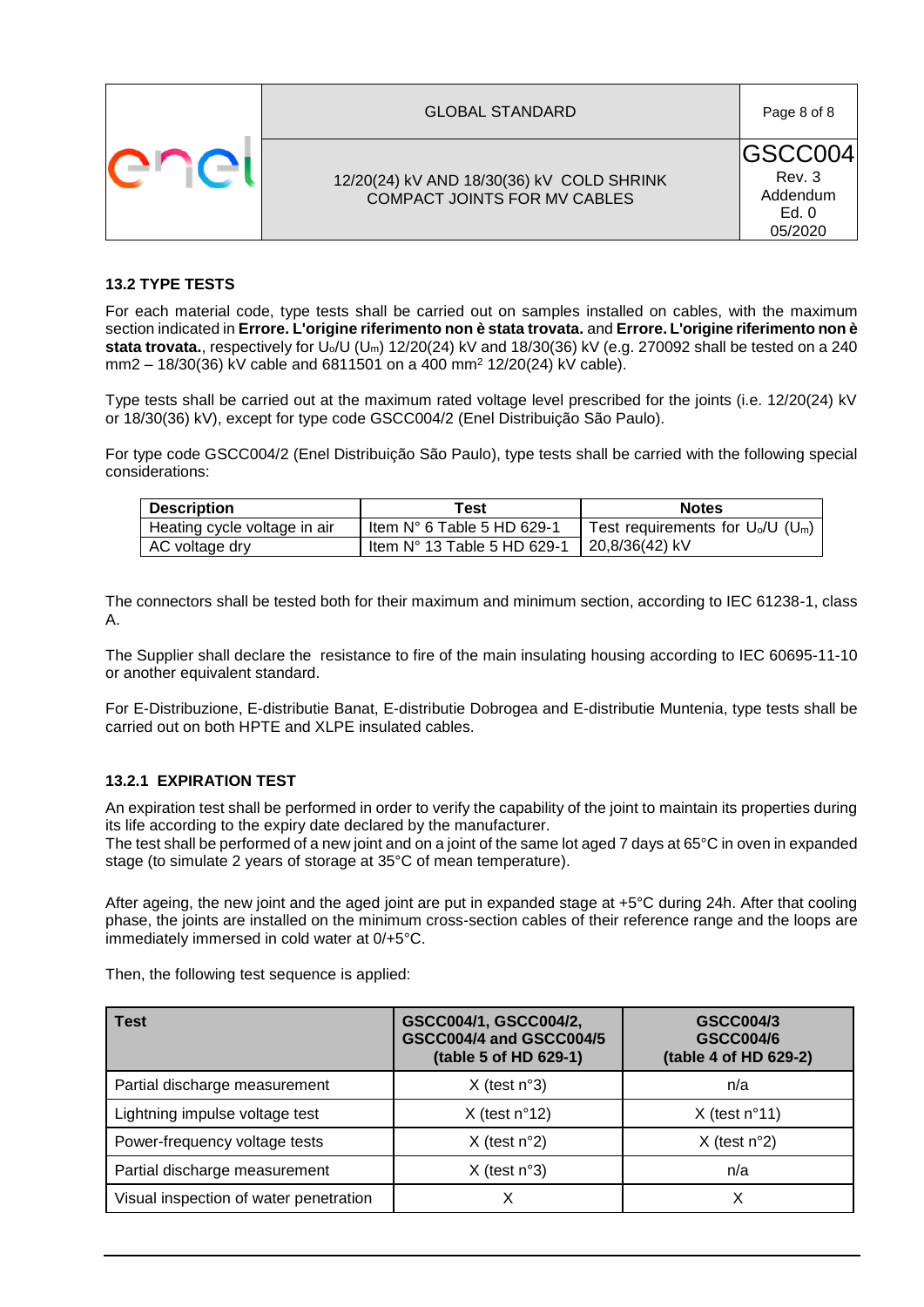## 13.2 TYPE TESTS

For each material code, type tests shall be carried out on samples installed on cables, with the maximum section indicated in **Errore. L'origine riferimento non è stata trovata.** and **Errore. L'origine riferimento non è stata trovata.**, respectively for $U_o/U$ ($U_m$) 12/20(24) kV and 18/30(36) kV (e.g. 270092 shall be tested on a 240 mm2 – 18/30(36) kV cable and 6811501 on a 400 $mm^2$ 12/20(24) kV cable).

Type tests shall be carried out at the maximum rated voltage level prescribed for the joints (i.e. 12/20(24) kV or 18/30(36) kV), except for type code GSCC004/2 (Enel Distribuição São Paulo).

For type code GSCC004/2 (Enel Distribuição São Paulo), type tests shall be carried with the following special considerations:

| Description | Test | Notes |
|---|---|---|
| Heating cycle voltage in air | Item N° 6 Table 5 HD 629-1 | Test requirements for $U_o/U$ ($U_m$) 20,8/36(42) kV |
| AC voltage dry | Item N° 13 Table 5 HD 629-1 | |

The connectors shall be tested both for their maximum and minimum section, according to IEC 61238-1, class A.

The Supplier shall declare the resistance to fire of the main insulating housing according to IEC 60695-11-10 or another equivalent standard.

For E-Distribuzione, E-distributie Banat, E-distributie Dobrogea and E-distributie Muntenia, type tests shall be carried out on both HPTE and XLPE insulated cables.

### 13.2.1 EXPIRATION TEST

An expiration test shall be performed in order to verify the capability of the joint to maintain its properties during its life according to the expiry date declared by the manufacturer.
The test shall be performed of a new joint and on a joint of the same lot aged 7 days at 65°C in oven in expanded stage (to simulate 2 years of storage at 35°C of mean temperature).

After ageing, the new joint and the aged joint are put in expanded stage at +5°C during 24h. After that cooling phase, the joints are installed on the minimum cross-section cables of their reference range and the loops are immediately immersed in cold water at 0/+5°C.

Then, the following test sequence is applied:

| Test | GSCC004/1, GSCC004/2, GSCC004/4 and GSCC004/5 (table 5 of HD 629-1) | GSCC004/3 GSCC004/6 (table 4 of HD 629-2) |
|---|---|---|
| Partial discharge measurement | X (test n°3) | n/a |
| Lightning impulse voltage test | X (test n°12) | X (test n°11) |
| Power-frequency voltage tests | X (test n°2) | X (test n°2) |
| Partial discharge measurement | X (test n°3) | n/a |
| Visual inspection of water penetration | X | X |